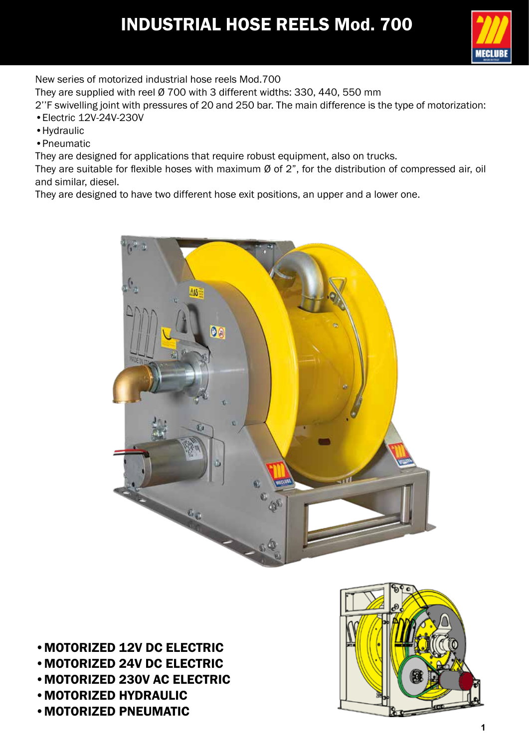# INDUSTRIAL HOSE REELS Mod. 700

New series of motorized industrial hose reels Mod.700

They are supplied with reel Ø 700 with 3 different widths: 330, 440, 550 mm

2''F swivelling joint with pressures of 20 and 250 bar. The main difference is the type of motorization:

- Electric 12V-24V-230V
- Hydraulic
- Pneumatic

They are designed for applications that require robust equipment, also on trucks.

They are suitable for flexible hoses with maximum Ø of 2", for the distribution of compressed air, oil and similar, diesel.

They are designed to have two different hose exit positions, an upper and a lower one.

- **MOTORIZED 12V DC ELECTRIC**
- **MOTORIZED 24V DC ELECTRIC**
- **MOTORIZED 230V AC ELECTRIC**
- **MOTORIZED HYDRAULIC**
- **MOTORIZED PNEUMATIC**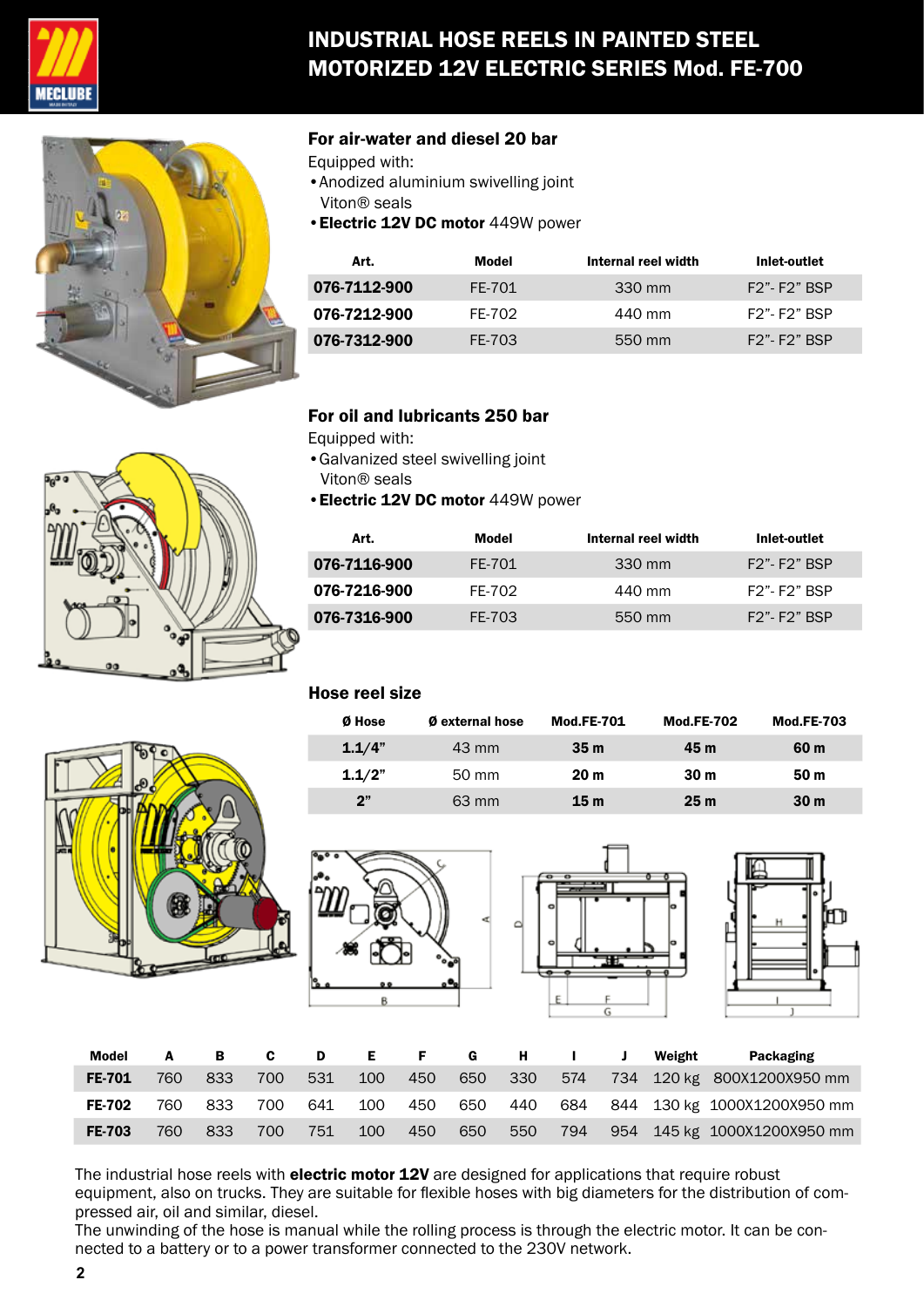# INDUSTRIAL HOSE REELS IN PAINTED STEEL
# MOTORIZED 12V ELECTRIC SERIES Mod. FE-700

## For air-water and diesel 20 bar

Equipped with:
- Anodized aluminium swivelling joint Viton® seals
- **Electric 12V DC motor** 449W power

| Art. | Model | Internal reel width | Inlet-outlet |
|---|---|---|---|
| **076-7112-900** | FE-701 | 330 mm | F2"- F2" BSP |
| **076-7212-900** | FE-702 | 440 mm | F2"- F2" BSP |
| **076-7312-900** | FE-703 | 550 mm | F2"- F2" BSP |

## For oil and lubricants 250 bar

Equipped with:
- Galvanized steel swivelling joint Viton® seals
- **Electric 12V DC motor** 449W power

| Art. | Model | Internal reel width | Inlet-outlet |
|---|---|---|---|
| **076-7116-900** | FE-701 | 330 mm | F2"- F2" BSP |
| **076-7216-900** | FE-702 | 440 mm | F2"- F2" BSP |
| **076-7316-900** | FE-703 | 550 mm | F2"- F2" BSP |

## Hose reel size

| Ø Hose | Ø external hose | Mod.FE-701 | Mod.FE-702 | Mod.FE-703 |
|---|---|---|---|---|
| **1.1/4"** | 43 mm | **35 m** | **45 m** | **60 m** |
| **1.1/2"** | 50 mm | **20 m** | **30 m** | **50 m** |
| **2"** | 63 mm | **15 m** | **25 m** | **30 m** |

| Model | A | B | C | D | E | F | G | H | I | J | Weight | Packaging |
|---|---|---|---|---|---|---|---|---|---|---|---|---|
| **FE-701** | 760 | 833 | 700 | 531 | 100 | 450 | 650 | 330 | 574 | 734 | 120 kg | 800X1200X950 mm |
| **FE-702** | 760 | 833 | 700 | 641 | 100 | 450 | 650 | 440 | 684 | 844 | 130 kg | 1000X1200X950 mm |
| **FE-703** | 760 | 833 | 700 | 751 | 100 | 450 | 650 | 550 | 794 | 954 | 145 kg | 1000X1200X950 mm |

The industrial hose reels with **electric motor 12V** are designed for applications that require robust equipment, also on trucks. They are suitable for flexible hoses with big diameters for the distribution of compressed air, oil and similar, diesel.
The unwinding of the hose is manual while the rolling process is through the electric motor. It can be connected to a battery or to a power transformer connected to the 230V network.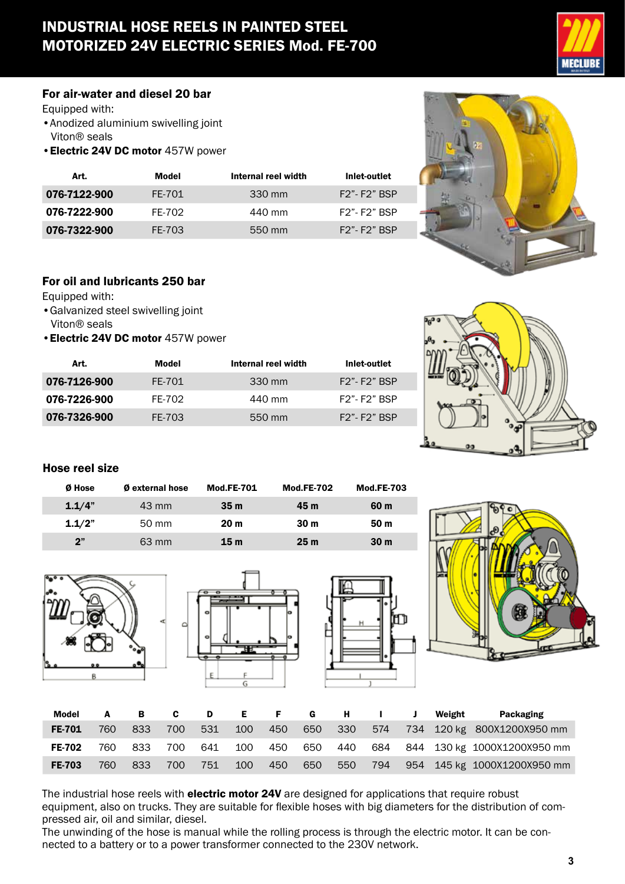# INDUSTRIAL HOSE REELS IN PAINTED STEEL MOTORIZED 24V ELECTRIC SERIES Mod. FE-700

## For air-water and diesel 20 bar

Equipped with:
- Anodized aluminium swivelling joint Viton® seals
- **Electric 24V DC motor** 457W power

| Art. | Model | Internal reel width | Inlet-outlet |
|---|---|---|---|
| **076-7122-900** | FE-701 | 330 mm | F2”- F2” BSP |
| **076-7222-900** | FE-702 | 440 mm | F2”- F2” BSP |
| **076-7322-900** | FE-703 | 550 mm | F2”- F2” BSP |

## For oil and lubricants 250 bar

Equipped with:
- Galvanized steel swivelling joint Viton® seals
- **Electric 24V DC motor** 457W power

| Art. | Model | Internal reel width | Inlet-outlet |
|---|---|---|---|
| **076-7126-900** | FE-701 | 330 mm | F2”- F2” BSP |
| **076-7226-900** | FE-702 | 440 mm | F2”- F2” BSP |
| **076-7326-900** | FE-703 | 550 mm | F2”- F2” BSP |

## Hose reel size

| Ø Hose | Ø external hose | Mod.FE-701 | Mod.FE-702 | Mod.FE-703 |
|---|---|---|---|---|
| **1.1/4”** | 43 mm | **35 m** | **45 m** | **60 m** |
| **1.1/2”** | 50 mm | **20 m** | **30 m** | **50 m** |
| **2”** | 63 mm | **15 m** | **25 m** | **30 m** |

| Model | A | B | C | D | E | F | G | H | I | J | Weight | Packaging |
|---|---|---|---|---|---|---|---|---|---|---|---|---|
| **FE-701** | 760 | 833 | 700 | 531 | 100 | 450 | 650 | 330 | 574 | 734 | 120 kg | 800X1200X950 mm |
| **FE-702** | 760 | 833 | 700 | 641 | 100 | 450 | 650 | 440 | 684 | 844 | 130 kg | 1000X1200X950 mm |
| **FE-703** | 760 | 833 | 700 | 751 | 100 | 450 | 650 | 550 | 794 | 954 | 145 kg | 1000X1200X950 mm |

The industrial hose reels with **electric motor 24V** are designed for applications that require robust equipment, also on trucks. They are suitable for flexible hoses with big diameters for the distribution of compressed air, oil and similar, diesel.
The unwinding of the hose is manual while the rolling process is through the electric motor. It can be connected to a battery or to a power transformer connected to the 230V network.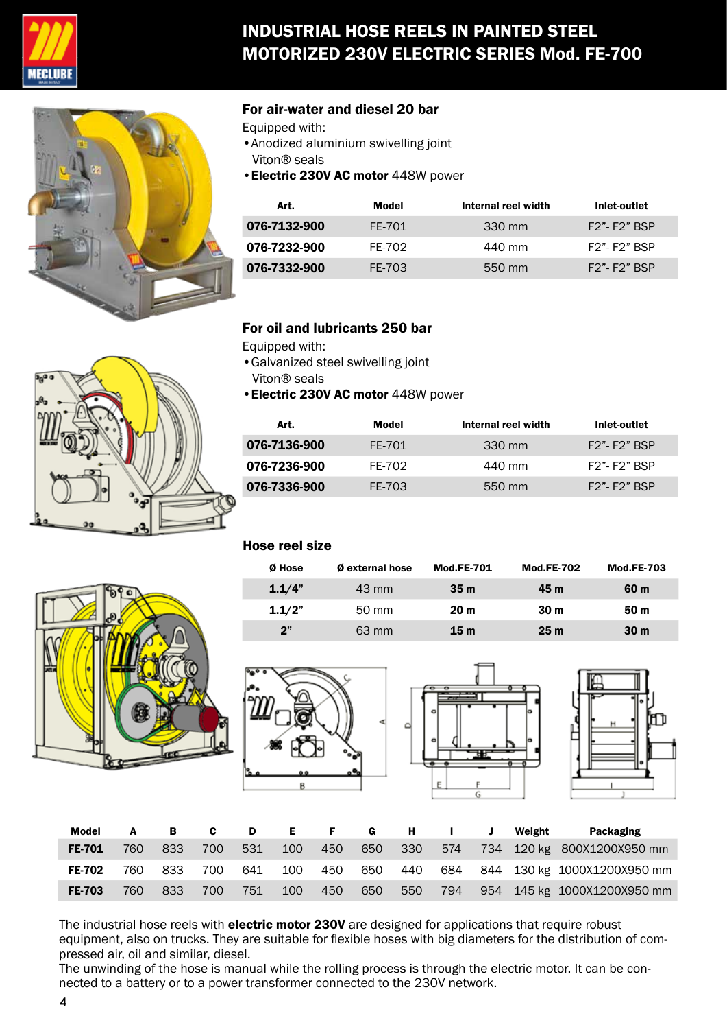# INDUSTRIAL HOSE REELS IN PAINTED STEEL MOTORIZED 230V ELECTRIC SERIES Mod. FE-700

## For air-water and diesel 20 bar

Equipped with:
- Anodized aluminium swivelling joint Viton® seals
- **Electric 230V AC motor** 448W power

| Art. | Model | Internal reel width | Inlet-outlet |
|---|---|---|---|
| **076-7132-900** | FE-701 | 330 mm | F2"- F2" BSP |
| **076-7232-900** | FE-702 | 440 mm | F2"- F2" BSP |
| **076-7332-900** | FE-703 | 550 mm | F2"- F2" BSP |

## For oil and lubricants 250 bar

Equipped with:
- Galvanized steel swivelling joint Viton® seals
- **Electric 230V AC motor** 448W power

| Art. | Model | Internal reel width | Inlet-outlet |
|---|---|---|---|
| **076-7136-900** | FE-701 | 330 mm | F2"- F2" BSP |
| **076-7236-900** | FE-702 | 440 mm | F2"- F2" BSP |
| **076-7336-900** | FE-703 | 550 mm | F2"- F2" BSP |

## Hose reel size

| Ø Hose | Ø external hose | Mod.FE-701 | Mod.FE-702 | Mod.FE-703 |
|---|---|---|---|---|
| **1.1/4"** | 43 mm | **35 m** | **45 m** | **60 m** |
| **1.1/2"** | 50 mm | **20 m** | **30 m** | **50 m** |
| **2"** | 63 mm | **15 m** | **25 m** | **30 m** |

| Model | A | B | C | D | E | F | G | H | I | J | Weight | Packaging |
|---|---|---|---|---|---|---|---|---|---|---|---|---|
| **FE-701** | 760 | 833 | 700 | 531 | 100 | 450 | 650 | 330 | 574 | 734 | 120 kg | 800X1200X950 mm |
| **FE-702** | 760 | 833 | 700 | 641 | 100 | 450 | 650 | 440 | 684 | 844 | 130 kg | 1000X1200X950 mm |
| **FE-703** | 760 | 833 | 700 | 751 | 100 | 450 | 650 | 550 | 794 | 954 | 145 kg | 1000X1200X950 mm |

The industrial hose reels with **electric motor 230V** are designed for applications that require robust equipment, also on trucks. They are suitable for flexible hoses with big diameters for the distribution of compressed air, oil and similar, diesel.
The unwinding of the hose is manual while the rolling process is through the electric motor. It can be connected to a battery or to a power transformer connected to the 230V network.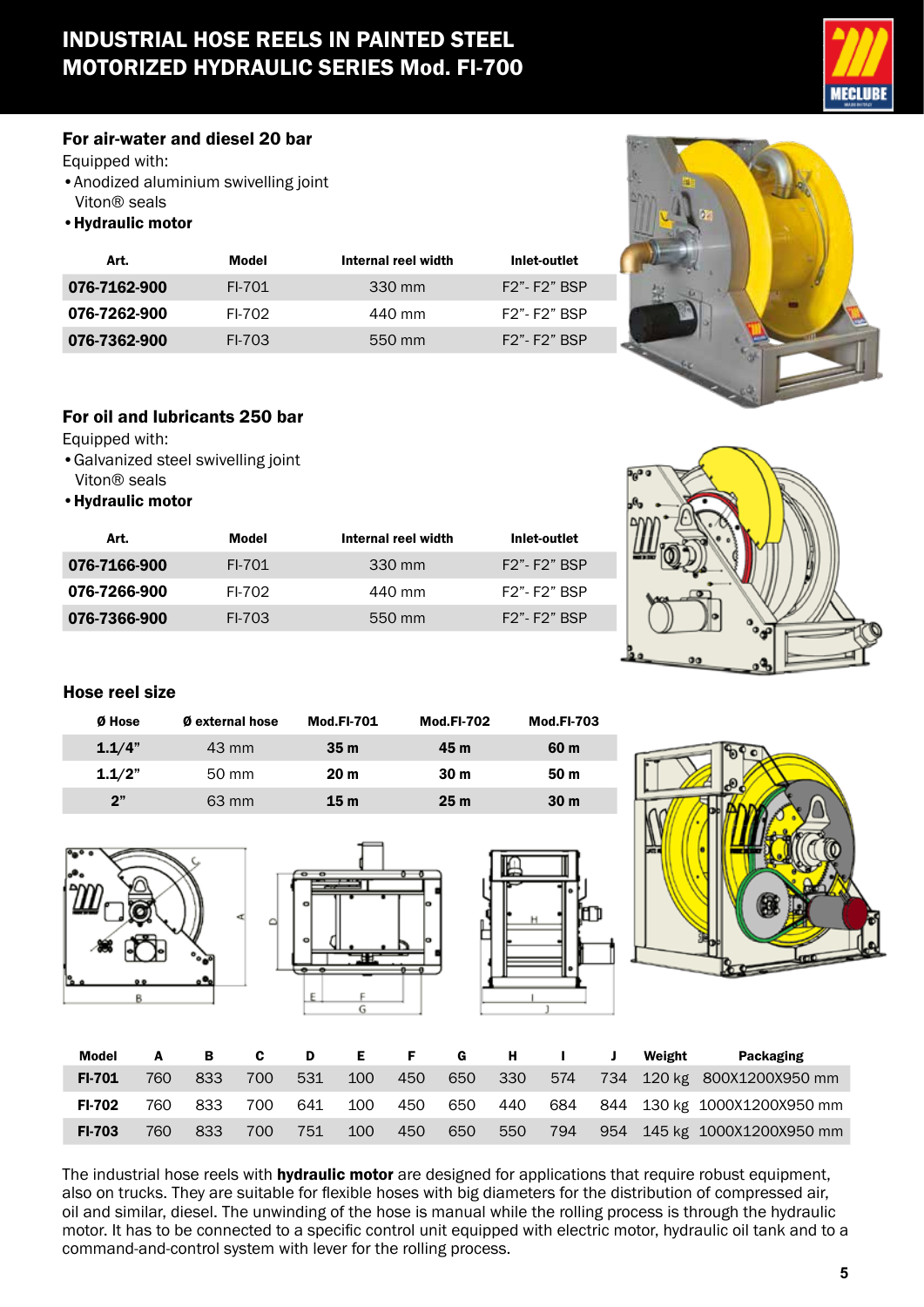# INDUSTRIAL HOSE REELS IN PAINTED STEEL
# MOTORIZED HYDRAULIC SERIES Mod. FI-700

### For air-water and diesel 20 bar

Equipped with:

- Anodized aluminium swivelling joint Viton® seals
- **Hydraulic motor**

| Art. | Model | Internal reel width | Inlet-outlet |
|---|---|---|---|
| **076-7162-900** | FI-701 | 330 mm | F2"- F2" BSP |
| **076-7262-900** | FI-702 | 440 mm | F2"- F2" BSP |
| **076-7362-900** | FI-703 | 550 mm | F2"- F2" BSP |

### For oil and lubricants 250 bar

Equipped with:

- Galvanized steel swivelling joint Viton® seals
- **Hydraulic motor**

| Art. | Model | Internal reel width | Inlet-outlet |
|---|---|---|---|
| **076-7166-900** | FI-701 | 330 mm | F2"- F2" BSP |
| **076-7266-900** | FI-702 | 440 mm | F2"- F2" BSP |
| **076-7366-900** | FI-703 | 550 mm | F2"- F2" BSP |

### Hose reel size

| Ø Hose | Ø external hose | Mod.FI-701 | Mod.FI-702 | Mod.FI-703 |
|---|---|---|---|---|
| **1.1/4"** | 43 mm | **35 m** | **45 m** | **60 m** |
| **1.1/2"** | 50 mm | **20 m** | **30 m** | **50 m** |
| **2"** | 63 mm | **15 m** | **25 m** | **30 m** |

| Model | A | B | C | D | E | F | G | H | I | J | Weight | Packaging |
|---|---|---|---|---|---|---|---|---|---|---|---|---|
| **FI-701** | 760 | 833 | 700 | 531 | 100 | 450 | 650 | 330 | 574 | 734 | 120 kg | 800X1200X950 mm |
| **FI-702** | 760 | 833 | 700 | 641 | 100 | 450 | 650 | 440 | 684 | 844 | 130 kg | 1000X1200X950 mm |
| **FI-703** | 760 | 833 | 700 | 751 | 100 | 450 | 650 | 550 | 794 | 954 | 145 kg | 1000X1200X950 mm |

The industrial hose reels with **hydraulic motor** are designed for applications that require robust equipment, also on trucks. They are suitable for flexible hoses with big diameters for the distribution of compressed air, oil and similar, diesel. The unwinding of the hose is manual while the rolling process is through the hydraulic motor. It has to be connected to a specific control unit equipped with electric motor, hydraulic oil tank and to a command-and-control system with lever for the rolling process.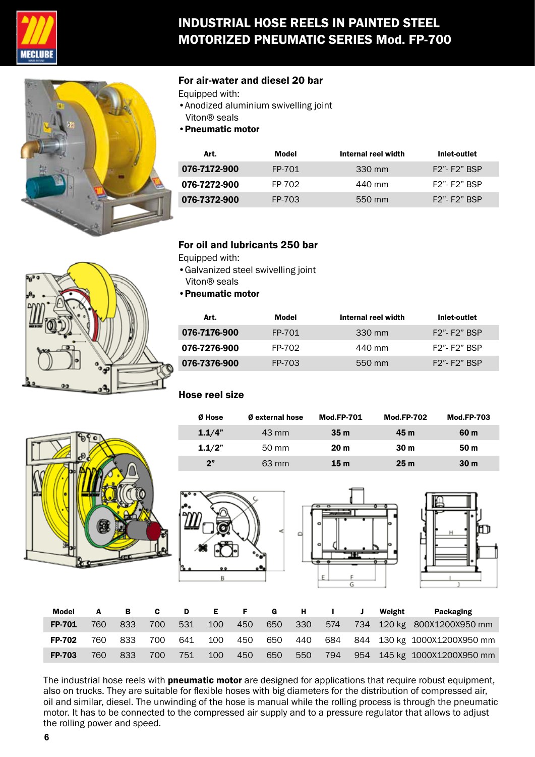# INDUSTRIAL HOSE REELS IN PAINTED STEEL MOTORIZED PNEUMATIC SERIES Mod. FP-700

## For air-water and diesel 20 bar

Equipped with:
- Anodized aluminium swivelling joint Viton® seals
- **Pneumatic motor**

| Art. | Model | Internal reel width | Inlet-outlet |
|---|---|---|---|
| **076-7172-900** | FP-701 | 330 mm | F2"- F2" BSP |
| **076-7272-900** | FP-702 | 440 mm | F2"- F2" BSP |
| **076-7372-900** | FP-703 | 550 mm | F2"- F2" BSP |

## For oil and lubricants 250 bar

Equipped with:
- Galvanized steel swivelling joint Viton® seals
- **Pneumatic motor**

| Art. | Model | Internal reel width | Inlet-outlet |
|---|---|---|---|
| **076-7176-900** | FP-701 | 330 mm | F2"- F2" BSP |
| **076-7276-900** | FP-702 | 440 mm | F2"- F2" BSP |
| **076-7376-900** | FP-703 | 550 mm | F2"- F2" BSP |

## Hose reel size

| Ø Hose | Ø external hose | Mod.FP-701 | Mod.FP-702 | Mod.FP-703 |
|---|---|---|---|---|
| **1.1/4"** | 43 mm | **35 m** | **45 m** | **60 m** |
| **1.1/2"** | 50 mm | **20 m** | **30 m** | **50 m** |
| **2"** | 63 mm | **15 m** | **25 m** | **30 m** |

| Model | A | B | C | D | E | F | G | H | I | J | Weight | Packaging |
|---|---|---|---|---|---|---|---|---|---|---|---|---|
| **FP-701** | 760 | 833 | 700 | 531 | 100 | 450 | 650 | 330 | 574 | 734 | 120 kg | 800X1200X950 mm |
| **FP-702** | 760 | 833 | 700 | 641 | 100 | 450 | 650 | 440 | 684 | 844 | 130 kg | 1000X1200X950 mm |
| **FP-703** | 760 | 833 | 700 | 751 | 100 | 450 | 650 | 550 | 794 | 954 | 145 kg | 1000X1200X950 mm |

The industrial hose reels with **pneumatic motor** are designed for applications that require robust equipment, also on trucks. They are suitable for flexible hoses with big diameters for the distribution of compressed air, oil and similar, diesel. The unwinding of the hose is manual while the rolling process is through the pneumatic motor. It has to be connected to the compressed air supply and to a pressure regulator that allows to adjust the rolling power and speed.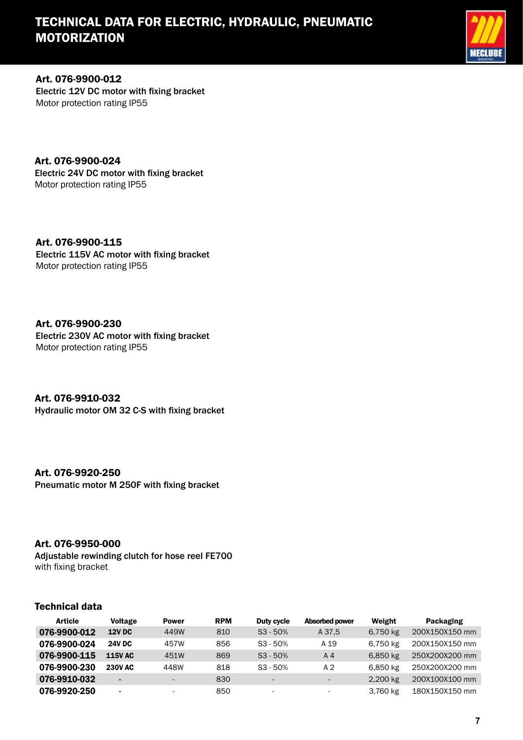# TECHNICAL DATA FOR ELECTRIC, HYDRAULIC, PNEUMATIC MOTORIZATION

**Art. 076-9900-012**
**Electric 12V DC motor with fixing bracket**
Motor protection rating IP55

**Art. 076-9900-024**
**Electric 24V DC motor with fixing bracket**
Motor protection rating IP55

**Art. 076-9900-115**
**Electric 115V AC motor with fixing bracket**
Motor protection rating IP55

**Art. 076-9900-230**
**Electric 230V AC motor with fixing bracket**
Motor protection rating IP55

**Art. 076-9910-032**
**Hydraulic motor OM 32 C-S with fixing bracket**

**Art. 076-9920-250**
**Pneumatic motor M 250F with fixing bracket**

**Art. 076-9950-000**
**Adjustable rewinding clutch for hose reel FE700**
with fixing bracket

## Technical data

| Article | Voltage | Power | RPM | Duty cycle | Absorbed power | Weight | Packaging |
|---|---|---|---|---|---|---|---|
| **076-9900-012** | **12V DC** | 449W | 810 | S3 - 50% | A 37,5 | 6,750 kg | 200X150X150 mm |
| **076-9900-024** | **24V DC** | 457W | 856 | S3 - 50% | A 19 | 6,750 kg | 200X150X150 mm |
| **076-9900-115** | **115V AC** | 451W | 869 | S3 - 50% | A 4 | 6,850 kg | 250X200X200 mm |
| **076-9900-230** | **230V AC** | 448W | 818 | S3 - 50% | A 2 | 6,850 kg | 250X200X200 mm |
| **076-9910-032** | - | - | 830 | - | - | 2,200 kg | 200X100X100 mm |
| **076-9920-250** | - | - | 850 | - | - | 3,760 kg | 180X150X150 mm |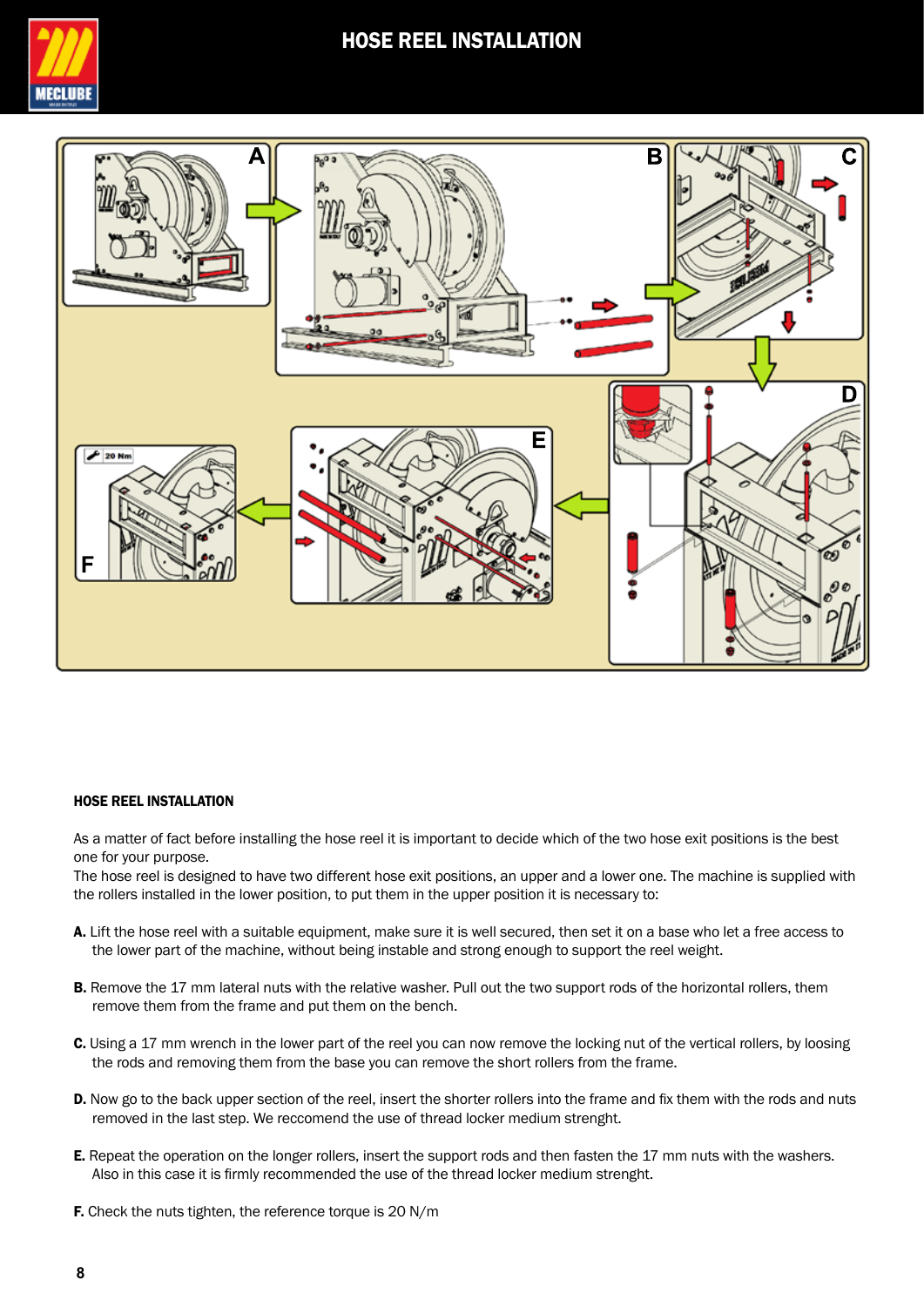# HOSE REEL INSTALLATION

A

B

C

D

E

F

20 Nm

## HOSE REEL INSTALLATION

As a matter of fact before installing the hose reel it is important to decide which of the two hose exit positions is the best one for your purpose.
The hose reel is designed to have two different hose exit positions, an upper and a lower one. The machine is supplied with the rollers installed in the lower position, to put them in the upper position it is necessary to:

**A.** Lift the hose reel with a suitable equipment, make sure it is well secured, then set it on a base who let a free access to the lower part of the machine, without being instable and strong enough to support the reel weight.

**B.** Remove the 17 mm lateral nuts with the relative washer. Pull out the two support rods of the horizontal rollers, them remove them from the frame and put them on the bench.

**C.** Using a 17 mm wrench in the lower part of the reel you can now remove the locking nut of the vertical rollers, by loosing the rods and removing them from the base you can remove the short rollers from the frame.

**D.** Now go to the back upper section of the reel, insert the shorter rollers into the frame and fix them with the rods and nuts removed in the last step. We reccomend the use of thread locker medium strenght.

**E.** Repeat the operation on the longer rollers, insert the support rods and then fasten the 17 mm nuts with the washers. Also in this case it is firmly recommended the use of the thread locker medium strenght.

**F.** Check the nuts tighten, the reference torque is 20 N/m